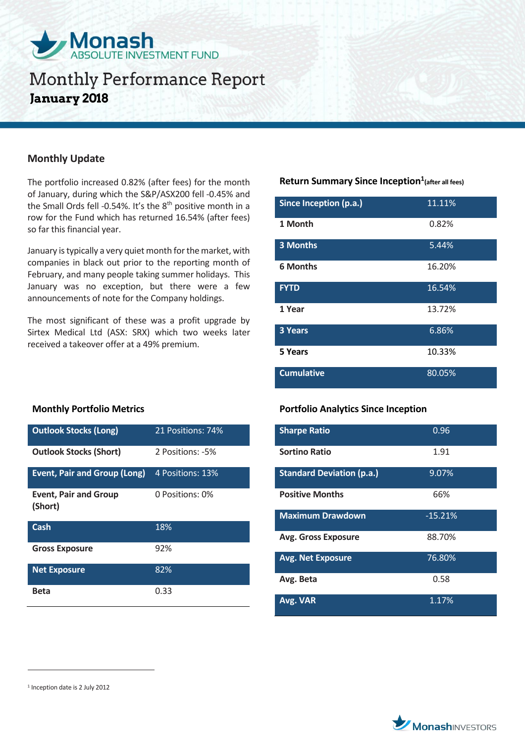Monash ABSOLUTE INVESTMENT FUND

# Monthly Performance Report

**January 2018**

## Monthly Update

The portfolio increased 0.82% (after fees) for the month of January, during which the S&P/ASX200 fell -0.45% and the Small Ords fell -0.54%. It's the 8th positive month in a row for the Fund which has returned 16.54% (after fees) so far this financial year.

January is typically a very quiet month for the market, with companies in black out prior to the reporting month of February, and many people taking summer holidays. This January was no exception, but there were a few announcements of note for the Company holdings.

The most significant of these was a profit upgrade by Sirtex Medical Ltd (ASX: SRX) which two weeks later received a takeover offer at a 49% premium.

### Return Summary Since Inception[1] (after all fees)

| | |
|---|---|
| **Since Inception (p.a.)** | 11.11% |
| **1 Month** | 0.82% |
| **3 Months** | 5.44% |
| **6 Months** | 16.20% |
| **FYTD** | 16.54% |
| **1 Year** | 13.72% |
| **3 Years** | 6.86% |
| **5 Years** | 10.33% |
| **Cumulative** | 80.05% |

### Monthly Portfolio Metrics

| | |
|---|---|
| **Outlook Stocks (Long)** | 21 Positions: 74% |
| **Outlook Stocks (Short)** | 2 Positions: -5% |
| **Event, Pair and Group (Long)** | 4 Positions: 13% |
| **Event, Pair and Group (Short)** | 0 Positions: 0% |
| **Cash** | 18% |
| **Gross Exposure** | 92% |
| **Net Exposure** | 82% |
| **Beta** | 0.33 |

### Portfolio Analytics Since Inception

| | |
|---|---|
| **Sharpe Ratio** | 0.96 |
| **Sortino Ratio** | 1.91 |
| **Standard Deviation (p.a.)** | 9.07% |
| **Positive Months** | 66% |
| **Maximum Drawdown** | -15.21% |
| **Avg. Gross Exposure** | 88.70% |
| **Avg. Net Exposure** | 76.80% |
| **Avg. Beta** | 0.58 |
| **Avg. VAR** | 1.17% |

[1] Inception date is 2 July 2012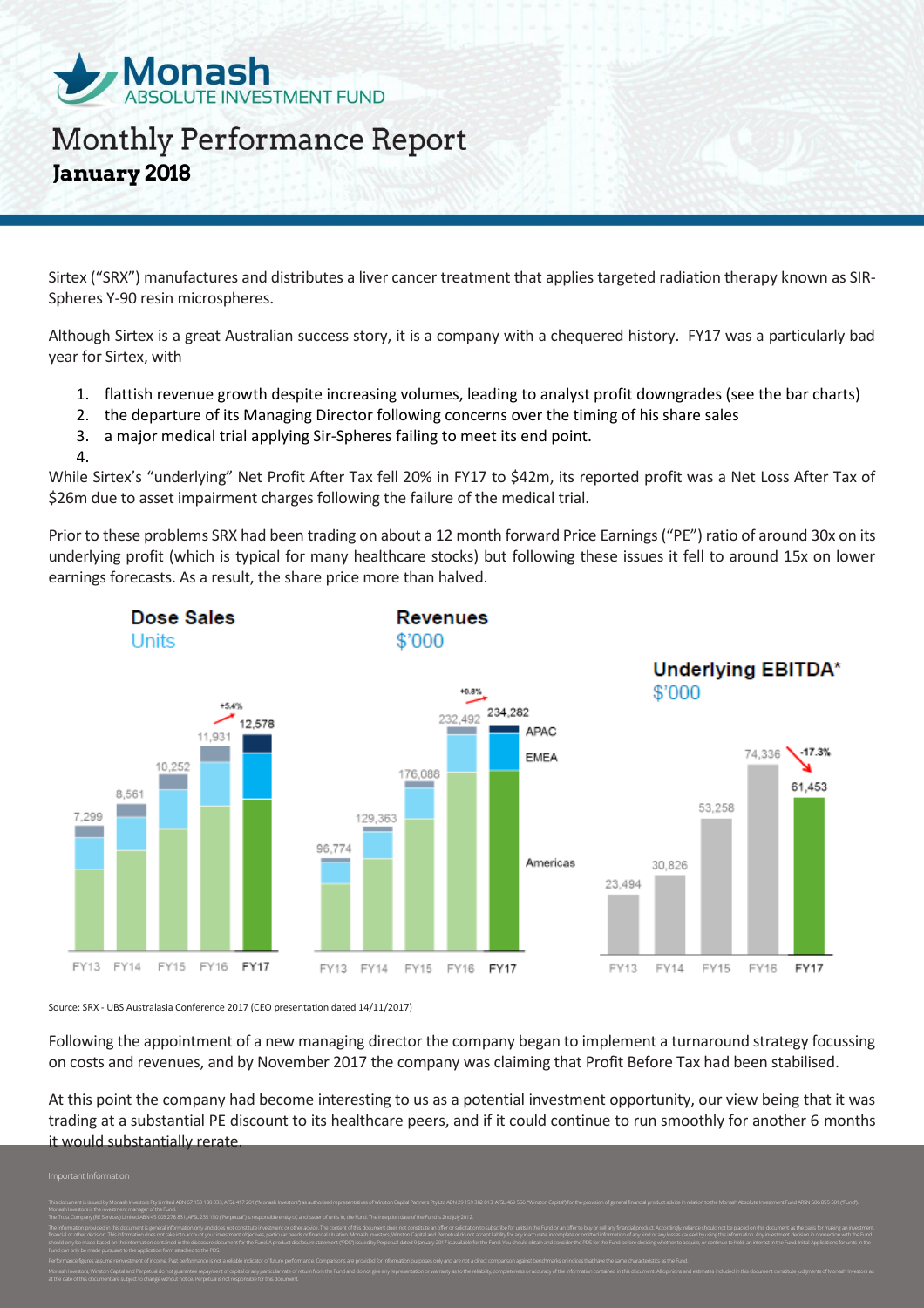Sirtex ("SRX") manufactures and distributes a liver cancer treatment that applies targeted radiation therapy known as SIR-Spheres Y-90 resin microspheres.

Although Sirtex is a great Australian success story, it is a company with a chequered history. FY17 was a particularly bad year for Sirtex, with

1. flattish revenue growth despite increasing volumes, leading to analyst profit downgrades (see the bar charts)
2. the departure of its Managing Director following concerns over the timing of his share sales
3. a major medical trial applying Sir-Spheres failing to meet its end point.
4.

While Sirtex's "underlying" Net Profit After Tax fell 20% in FY17 to $42m, its reported profit was a Net Loss After Tax of $26m due to asset impairment charges following the failure of the medical trial.

Prior to these problems SRX had been trading on about a 12 month forward Price Earnings ("PE") ratio of around 30x on its underlying profit (which is typical for many healthcare stocks) but following these issues it fell to around 15x on lower earnings forecasts. As a result, the share price more than halved.

**Dose Sales** (Units)

| FY13 | FY14 | FY15 | FY16 | FY17 |
|---|---|---|---|---|
| 7,299 | 8,561 | 10,252 | 11,931 | 12,578 (+5.4%) |

**Revenues** ($'000) — APAC, EMEA, Americas

| FY13 | FY14 | FY15 | FY16 | FY17 |
|---|---|---|---|---|
| 96,774 | 129,363 | 176,088 | 232,492 | 234,282 (+0.8%) |

**Underlying EBITDA*** ($'000)

| FY13 | FY14 | FY15 | FY16 | FY17 |
|---|---|---|---|---|
| 23,494 | 30,826 | 53,258 | 74,336 | 61,453 (-17.3%) |

Source: SRX - UBS Australasia Conference 2017 (CEO presentation dated 14/11/2017)

Following the appointment of a new managing director the company began to implement a turnaround strategy focussing on costs and revenues, and by November 2017 the company was claiming that Profit Before Tax had been stabilised.

At this point the company had become interesting to us as a potential investment opportunity, our view being that it was trading at a substantial PE discount to its healthcare peers, and if it could continue to run smoothly for another 6 months it would substantially rerate.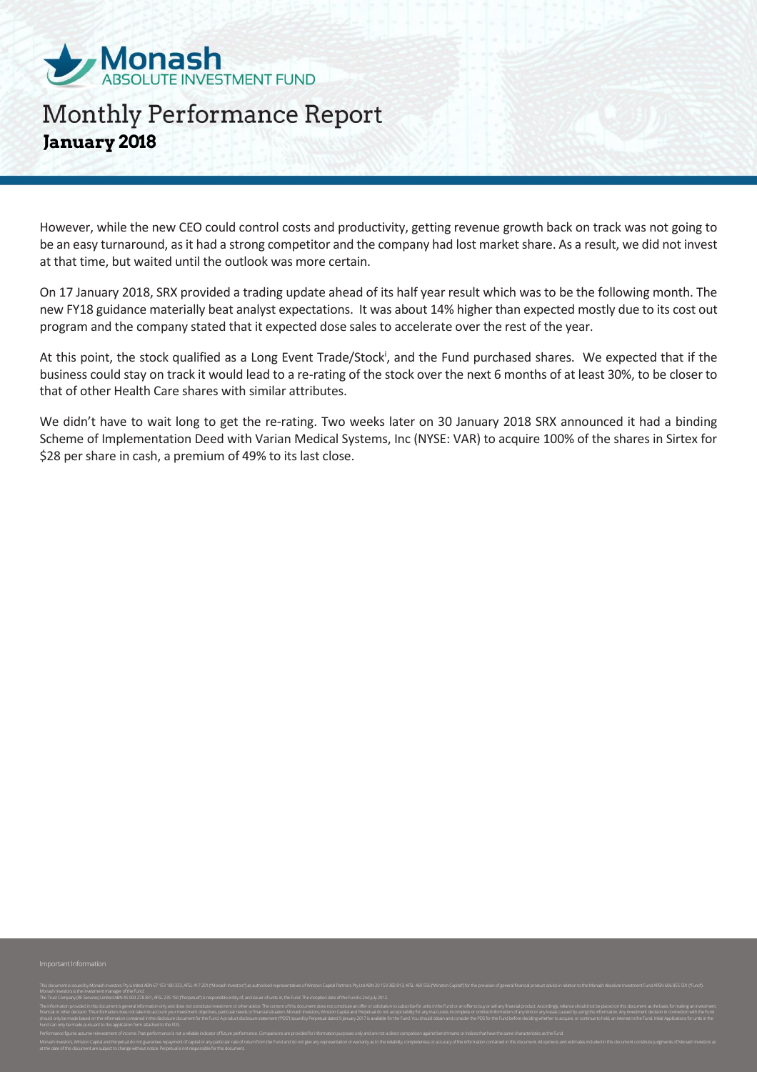However, while the new CEO could control costs and productivity, getting revenue growth back on track was not going to be an easy turnaround, as it had a strong competitor and the company had lost market share. As a result, we did not invest at that time, but waited until the outlook was more certain.

On 17 January 2018, SRX provided a trading update ahead of its half year result which was to be the following month. The new FY18 guidance materially beat analyst expectations. It was about 14% higher than expected mostly due to its cost out program and the company stated that it expected dose sales to accelerate over the rest of the year.

At this point, the stock qualified as a Long Event Trade/Stock[i], and the Fund purchased shares. We expected that if the business could stay on track it would lead to a re-rating of the stock over the next 6 months of at least 30%, to be closer to that of other Health Care shares with similar attributes.

We didn't have to wait long to get the re-rating. Two weeks later on 30 January 2018 SRX announced it had a binding Scheme of Implementation Deed with Varian Medical Systems, Inc (NYSE: VAR) to acquire 100% of the shares in Sirtex for $28 per share in cash, a premium of 49% to its last close.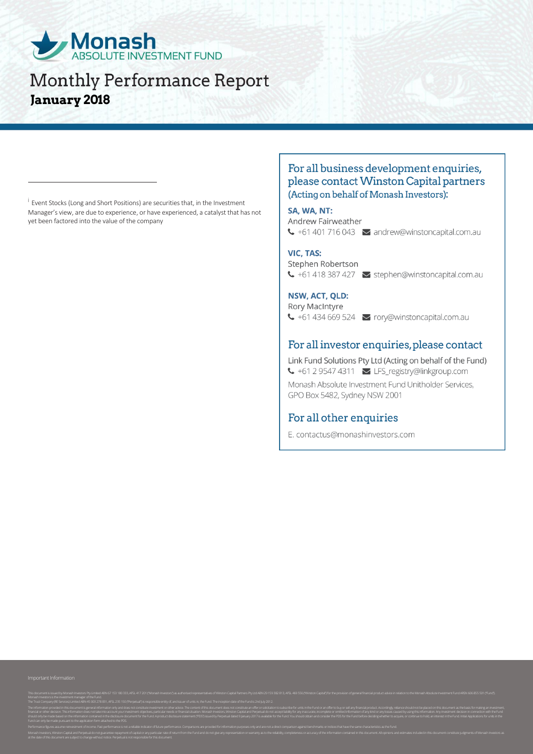# Monash ABSOLUTE INVESTMENT FUND

# Monthly Performance Report

**January 2018**

---

[i] Event Stocks (Long and Short Positions) are securities that, in the Investment Manager's view, are due to experience, or have experienced, a catalyst that has not yet been factored into the value of the company

## For all business development enquiries, please contact Winston Capital partners (Acting on behalf of Monash Investors):

**SA, WA, NT:**
Andrew Fairweather
+61 401 716 043 andrew@winstoncapital.com.au

**VIC, TAS:**
Stephen Robertson
+61 418 387 427 stephen@winstoncapital.com.au

**NSW, ACT, QLD:**
Rory MacIntyre
+61 434 669 524 rory@winstoncapital.com.au

## For all investor enquiries, please contact

Link Fund Solutions Pty Ltd (Acting on behalf of the Fund)
+61 2 9547 4311 LFS_registry@linkgroup.com

Monash Absolute Investment Fund Unitholder Services, GPO Box 5482, Sydney NSW 2001

## For all other enquiries

E. contactus@monashinvestors.com

Important Information

This document is issued by Monash Investors Pty Limited ABN 67 153 180 333, AFSL 417 201 ("Monash Investors") as authorised representatives of Winston Capital Partners Pty Ltd ABN 29 159 382 813, AFSL 469 556 ("Winston Capital") for the provision of general financial product advice in relation to the Monash Absolute Investment Fund ARSN 606 855 501 ("Fund"). Monash Investors is the investment manager of the Fund.
The Trust Company (RE Services) Limited ABN 45 003 278 831, AFSL 235 150 ("Perpetual") is responsible entity of, and issuer of units in, the Fund. The inception date of the Fund is 2nd July 2012.

The information provided in this document is general information only and does not constitute investment or other advice. The content of this document does not constitute an offer or solicitation to subscribe for units in the Fund or an offer to buy or sell any financial product. Accordingly, reliance should not be placed on this document as the basis for making an investment, financial or other decision. This information does not take into account your investment objectives, particular needs or financial situation. Monash Investors, Winston Capital and Perpetual do not accept liability for any inaccurate, incomplete or omitted information of any kind or any losses caused by using this information. Any investment decision in connection with the Fund should only be made based on the information contained in the disclosure document for the Fund. A product disclosure statement ("PDS") issued by Perpetual dated 9 January 2017 is available for the Fund. You should obtain and consider the PDS for the Fund before deciding whether to acquire, or continue to hold, an interest in the Fund. Initial Applications for units in the Fund can only be made pursuant to the application form attached to the PDS.

Performance figures assume reinvestment of income. Past performance is not a reliable indicator of future performance. Comparisons are provided for information purposes only and are not a direct comparison against benchmarks or indices that have the same characteristics as the Fund.

Monash Investors, Winston Capital and Perpetual do not guarantee repayment of capital or any particular rate of return from the Fund and do not give any representation or warranty as to the reliability, completeness or accuracy of the information contained in this document. All opinions and estimates included in this document constitute judgments of Monash Investors as at the date of this document are subject to change without notice. Perpetual is not responsible for this document.